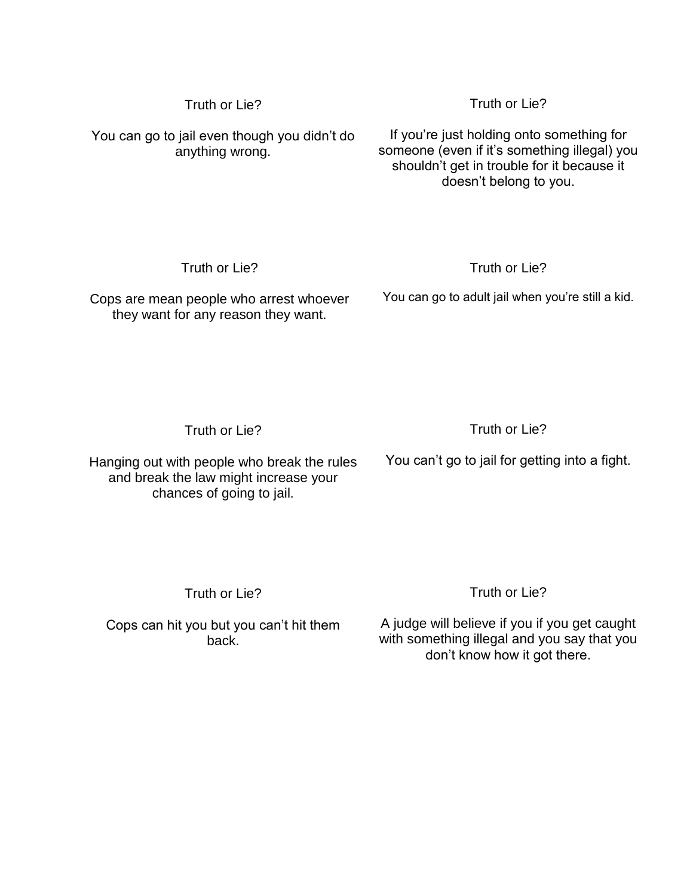Truth or Lie?

You can go to jail even though you didn't do anything wrong.

Truth or Lie?

If you're just holding onto something for someone (even if it's something illegal) you shouldn't get in trouble for it because it doesn't belong to you.

Truth or Lie?

Cops are mean people who arrest whoever they want for any reason they want.

Truth or Lie?

You can go to adult jail when you're still a kid.

Truth or Lie?

Hanging out with people who break the rules and break the law might increase your chances of going to jail.

Truth or Lie?

You can't go to jail for getting into a fight.

Truth or Lie?

Cops can hit you but you can't hit them back.

Truth or Lie?

A judge will believe if you if you get caught with something illegal and you say that you don't know how it got there.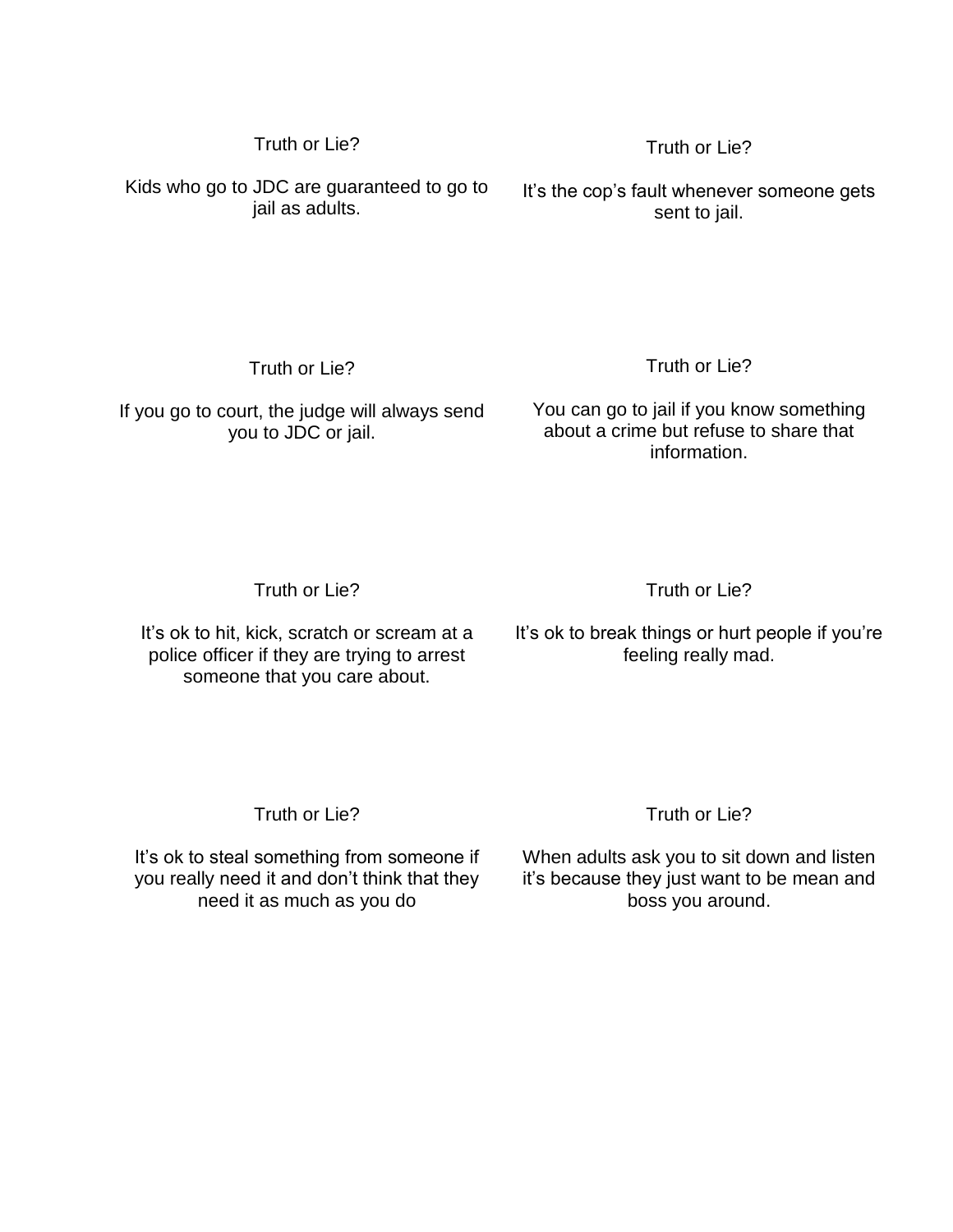Truth or Lie?

Kids who go to JDC are guaranteed to go to jail as adults.

Truth or Lie?

It's the cop's fault whenever someone gets sent to jail.

Truth or Lie?

If you go to court, the judge will always send you to JDC or jail.

Truth or Lie?

You can go to jail if you know something about a crime but refuse to share that information.

Truth or Lie?

It's ok to hit, kick, scratch or scream at a police officer if they are trying to arrest someone that you care about.

Truth or Lie?

It's ok to break things or hurt people if you're feeling really mad.

Truth or Lie?

It's ok to steal something from someone if you really need it and don't think that they need it as much as you do

Truth or Lie?

When adults ask you to sit down and listen it's because they just want to be mean and boss you around.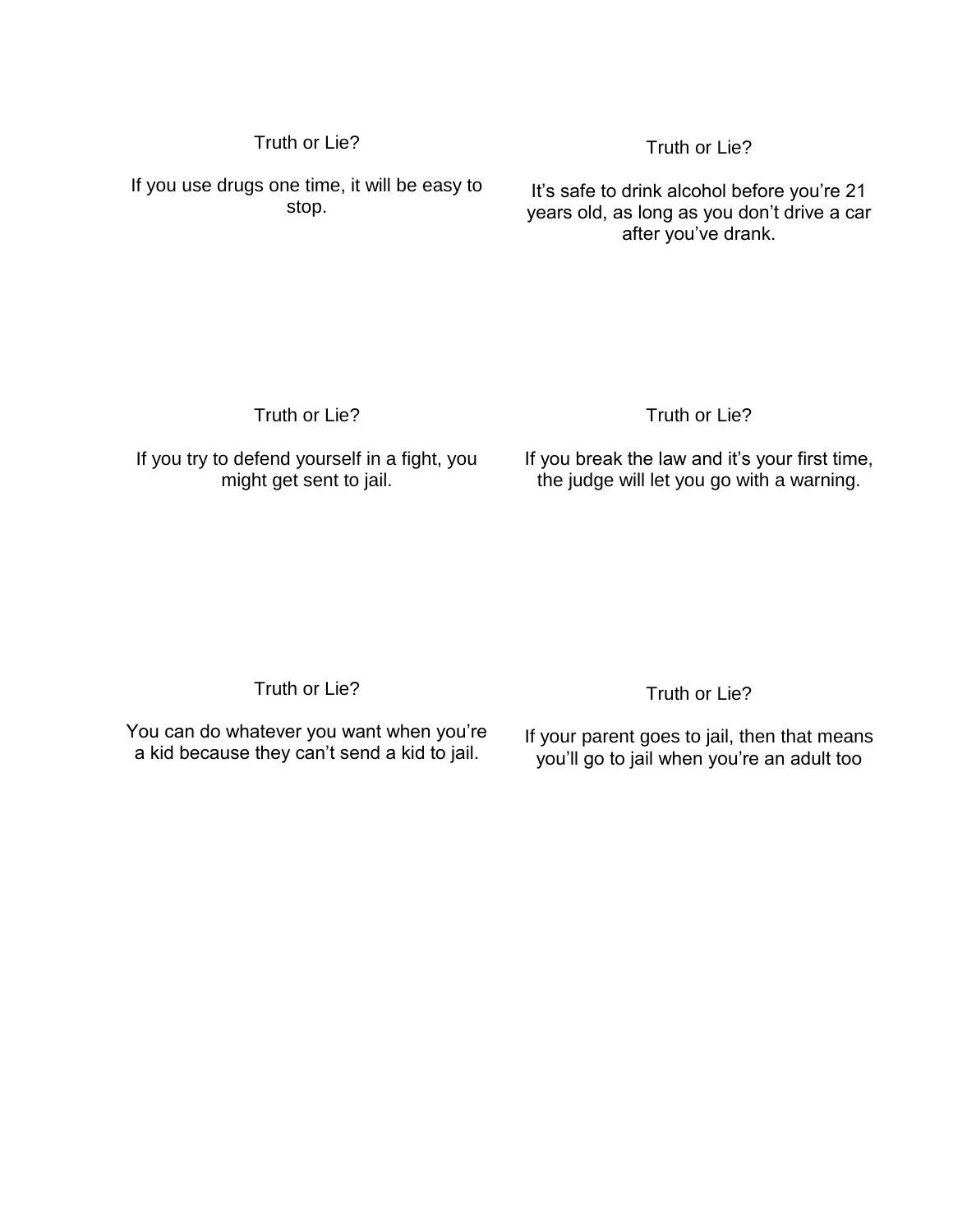Truth or Lie?

If you use drugs one time, it will be easy to stop.

Truth or Lie?

It's safe to drink alcohol before you're 21 years old, as long as you don't drive a car after you've drank.

Truth or Lie?

If you try to defend yourself in a fight, you might get sent to jail.

Truth or Lie?

If you break the law and it's your first time, the judge will let you go with a warning.

Truth or Lie?

You can do whatever you want when you're a kid because they can't send a kid to jail.

Truth or Lie?

If your parent goes to jail, then that means you'll go to jail when you're an adult too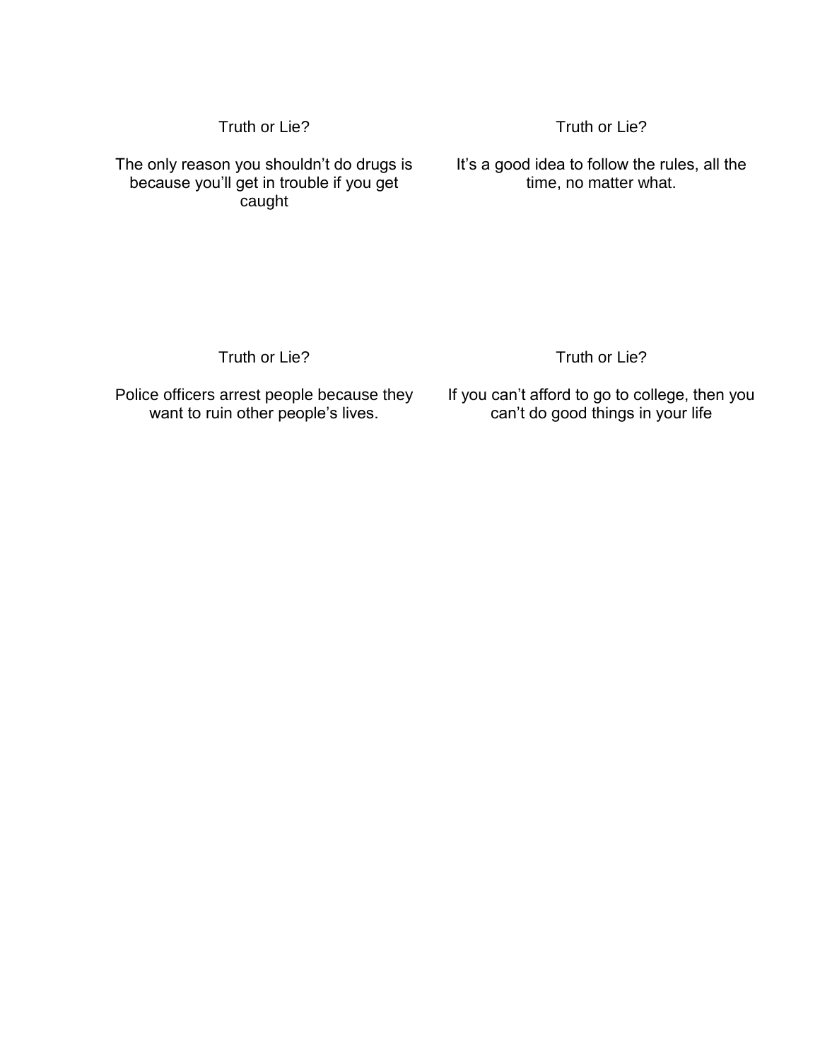Truth or Lie?

The only reason you shouldn't do drugs is because you'll get in trouble if you get caught

Truth or Lie?

It's a good idea to follow the rules, all the time, no matter what.

Truth or Lie?

Police officers arrest people because they want to ruin other people's lives.

Truth or Lie?

If you can't afford to go to college, then you can't do good things in your life